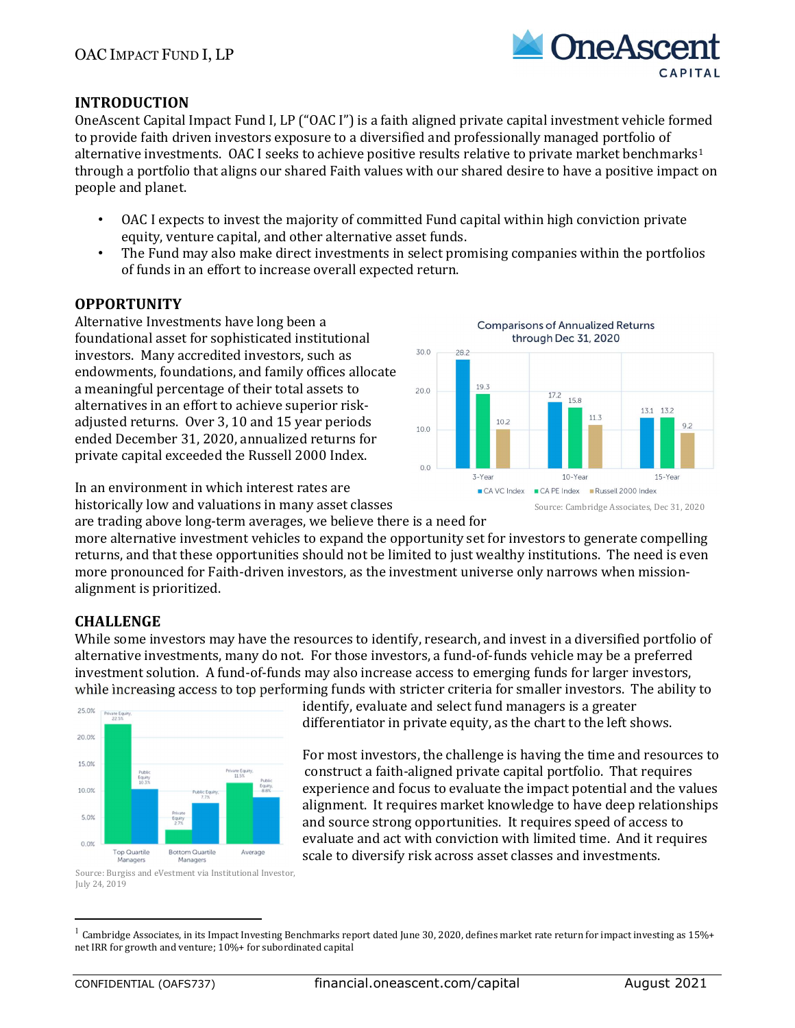# INTRODUCTION

OneAscent Capital Impact Fund I, LP ("OAC I") is a faith aligned private capital investment vehicle formed to provide faith driven investors exposure to a diversified and professionally managed portfolio of alternative investments. OAC I seeks to achieve positive results relative to private market benchmarks[1] through a portfolio that aligns our shared Faith values with our shared desire to have a positive impact on people and planet.

- OAC I expects to invest the majority of committed Fund capital within high conviction private equity, venture capital, and other alternative asset funds.
- The Fund may also make direct investments in select promising companies within the portfolios of funds in an effort to increase overall expected return.

# OPPORTUNITY

Alternative Investments have long been a foundational asset for sophisticated institutional investors. Many accredited investors, such as endowments, foundations, and family offices allocate a meaningful percentage of their total assets to alternatives in an effort to achieve superior risk-adjusted returns. Over 3, 10 and 15 year periods ended December 31, 2020, annualized returns for private capital exceeded the Russell 2000 Index.

**Comparisons of Annualized Returns through Dec 31, 2020**

| | CA VC Index | CA PE Index | Russell 2000 Index |
|---|---|---|---|
| 3-Year | 28.2 | 19.3 | 10.2 |
| 10-Year | 17.2 | 15.8 | 11.3 |
| 15-Year | 13.1 | 13.2 | 9.2 |

Source: Cambridge Associates, Dec 31, 2020

In an environment in which interest rates are historically low and valuations in many asset classes are trading above long-term averages, we believe there is a need for more alternative investment vehicles to expand the opportunity set for investors to generate compelling returns, and that these opportunities should not be limited to just wealthy institutions. The need is even more pronounced for Faith-driven investors, as the investment universe only narrows when mission-alignment is prioritized.

# CHALLENGE

While some investors may have the resources to identify, research, and invest in a diversified portfolio of alternative investments, many do not. For those investors, a fund-of-funds vehicle may be a preferred investment solution. A fund-of-funds may also increase access to emerging funds for larger investors, while increasing access to top performing funds with stricter criteria for smaller investors. The ability to identify, evaluate and select fund managers is a greater differentiator in private equity, as the chart to the left shows.

| | Private Equity | Public Equity |
|---|---|---|
| Top Quartile Managers | 22.5% | 10.3% |
| Bottom Quartile Managers | 2.7% | 7.7% |
| Average | 11.5% | 8.8% |

Source: Burgiss and eVestment via Institutional Investor, July 24, 2019

For most investors, the challenge is having the time and resources to construct a faith-aligned private capital portfolio. That requires experience and focus to evaluate the impact potential and the values alignment. It requires market knowledge to have deep relationships and source strong opportunities. It requires speed of access to evaluate and act with conviction with limited time. And it requires scale to diversify risk across asset classes and investments.

---

[1] Cambridge Associates, in its Impact Investing Benchmarks report dated June 30, 2020, defines market rate return for impact investing as 15%+ net IRR for growth and venture; 10%+ for subordinated capital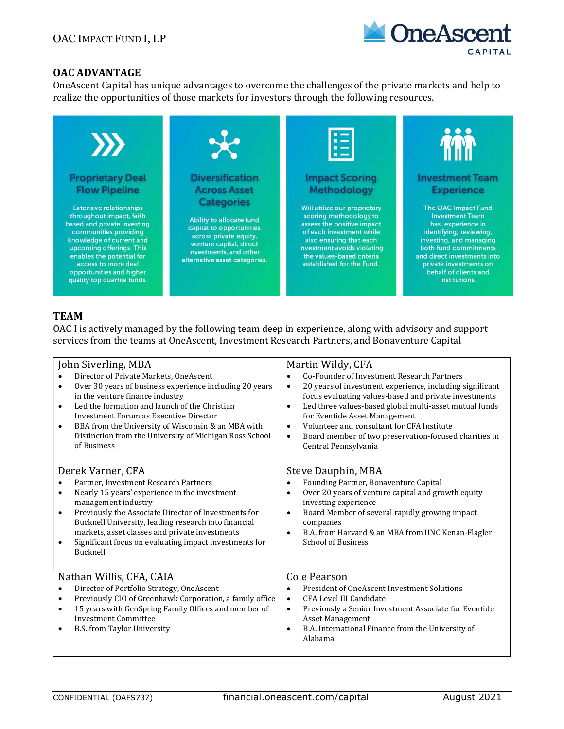## OAC ADVANTAGE

OneAscent Capital has unique advantages to overcome the challenges of the private markets and help to realize the opportunities of those markets for investors through the following resources.

### Proprietary Deal Flow Pipeline

Extensive relationships throughout impact, faith based and private investing communities providing knowledge of current and upcoming offerings. This enables the potential for access to more deal opportunities and higher quality top quartile funds.

### Diversification Across Asset Categories

Ability to allocate fund capital to opportunities across private equity, venture capital, direct investments, and other alternative asset categories.

### Impact Scoring Methodology

Will utilize our proprietary scoring methodology to assess the positive impact of each investment while also ensuring that each investment avoids violating the values-based criteria established for the Fund.

### Investment Team Experience

The OAC Impact Fund Investment Team has experience in identifying, reviewing, investing, and managing both fund commitments and direct investments into private investments on behalf of clients and institutions.

## TEAM

OAC I is actively managed by the following team deep in experience, along with advisory and support services from the teams at OneAscent, Investment Research Partners, and Bonaventure Capital

### John Siverling, MBA

- Director of Private Markets, OneAscent
- Over 30 years of business experience including 20 years in the venture finance industry
- Led the formation and launch of the Christian Investment Forum as Executive Director
- BBA from the University of Wisconsin & an MBA with Distinction from the University of Michigan Ross School of Business

### Martin Wildy, CFA

- Co-Founder of Investment Research Partners
- 20 years of investment experience, including significant focus evaluating values-based and private investments
- Led three values-based global multi-asset mutual funds for Eventide Asset Management
- Volunteer and consultant for CFA Institute
- Board member of two preservation-focused charities in Central Pennsylvania

### Derek Varner, CFA

- Partner, Investment Research Partners
- Nearly 15 years' experience in the investment management industry
- Previously the Associate Director of Investments for Bucknell University, leading research into financial markets, asset classes and private investments
- Significant focus on evaluating impact investments for Bucknell

### Steve Dauphin, MBA

- Founding Partner, Bonaventure Capital
- Over 20 years of venture capital and growth equity investing experience
- Board Member of several rapidly growing impact companies
- B.A. from Harvard & an MBA from UNC Kenan-Flagler School of Business

### Nathan Willis, CFA, CAIA

- Director of Portfolio Strategy, OneAscent
- Previously CIO of Greenhawk Corporation, a family office
- 15 years with GenSpring Family Offices and member of Investment Committee
- B.S. from Taylor University

### Cole Pearson

- President of OneAscent Investment Solutions
- CFA Level III Candidate
- Previously a Senior Investment Associate for Eventide Asset Management
- B.A. International Finance from the University of Alabama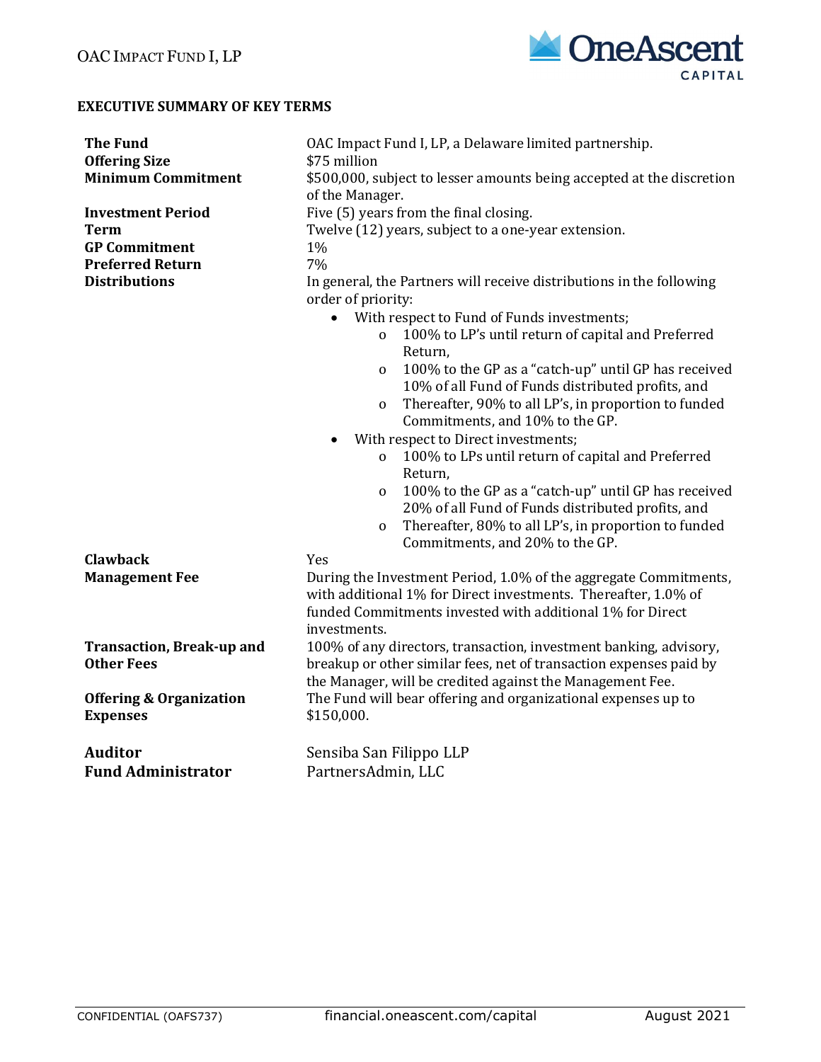## EXECUTIVE SUMMARY OF KEY TERMS

**The Fund**
OAC Impact Fund I, LP, a Delaware limited partnership.

**Offering Size**
$75 million

**Minimum Commitment**
$500,000, subject to lesser amounts being accepted at the discretion of the Manager.

**Investment Period**
Five (5) years from the final closing.

**Term**
Twelve (12) years, subject to a one-year extension.

**GP Commitment**
1%

**Preferred Return**
7%

**Distributions**
In general, the Partners will receive distributions in the following order of priority:

- With respect to Fund of Funds investments;
  - 100% to LP's until return of capital and Preferred Return,
  - 100% to the GP as a "catch-up" until GP has received 10% of all Fund of Funds distributed profits, and
  - Thereafter, 90% to all LP's, in proportion to funded Commitments, and 10% to the GP.
- With respect to Direct investments;
  - 100% to LPs until return of capital and Preferred Return,
  - 100% to the GP as a "catch-up" until GP has received 20% of all Fund of Funds distributed profits, and
  - Thereafter, 80% to all LP's, in proportion to funded Commitments, and 20% to the GP.

**Clawback**
Yes

**Management Fee**
During the Investment Period, 1.0% of the aggregate Commitments, with additional 1% for Direct investments. Thereafter, 1.0% of funded Commitments invested with additional 1% for Direct investments.

**Transaction, Break-up and Other Fees**
100% of any directors, transaction, investment banking, advisory, breakup or other similar fees, net of transaction expenses paid by the Manager, will be credited against the Management Fee.

**Offering & Organization Expenses**
The Fund will bear offering and organizational expenses up to $150,000.

**Auditor**
Sensiba San Filippo LLP

**Fund Administrator**
PartnersAdmin, LLC